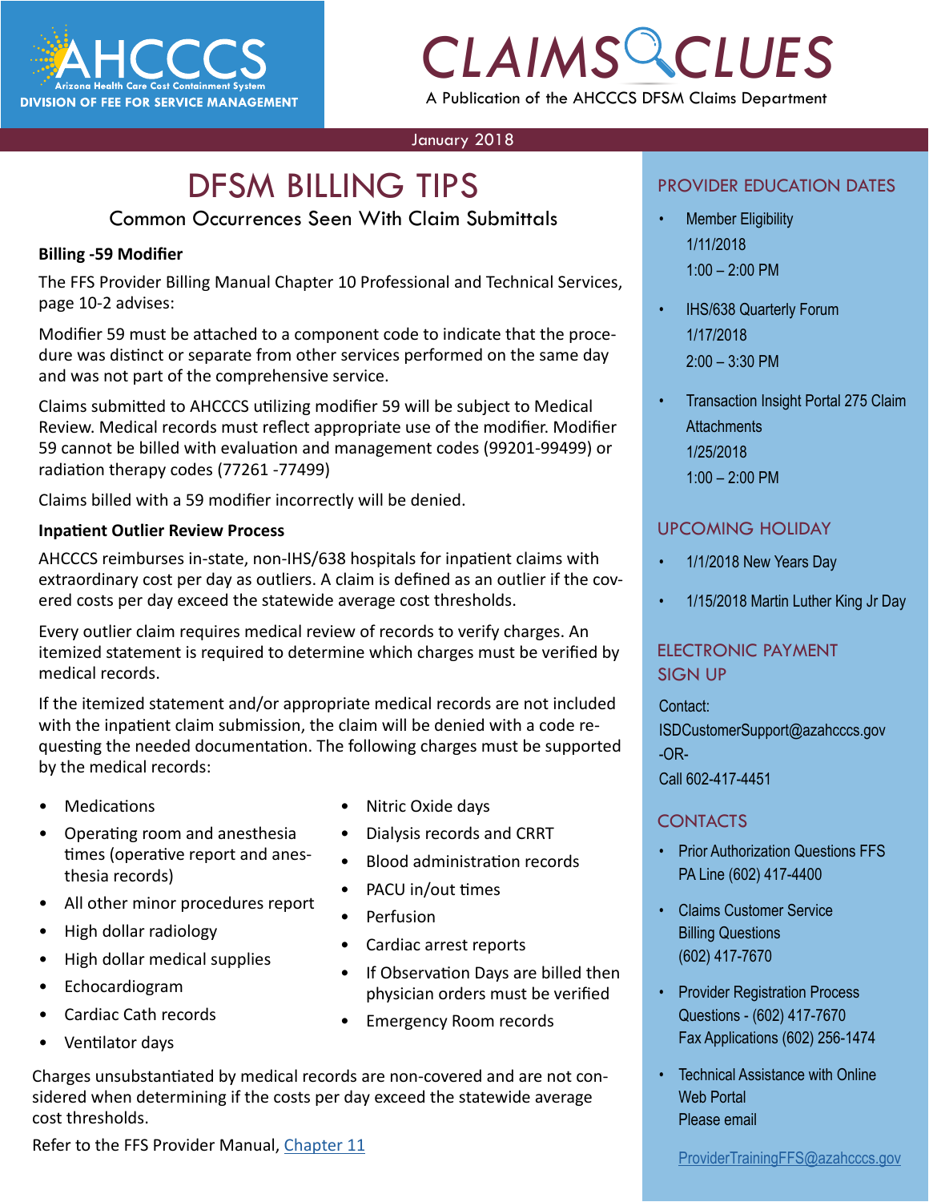# AHCCCS

Arizona Health Care Cost Containment System

DIVISION OF FEE FOR SERVICE MANAGEMENT

# CLAIMS CLUES

A Publication of the AHCCCS DFSM Claims Department

January 2018

## DFSM BILLING TIPS

### Common Occurrences Seen With Claim Submittals

**Billing -59 Modifier**

The FFS Provider Billing Manual Chapter 10 Professional and Technical Services, page 10-2 advises:

Modifier 59 must be attached to a component code to indicate that the procedure was distinct or separate from other services performed on the same day and was not part of the comprehensive service.

Claims submitted to AHCCCS utilizing modifier 59 will be subject to Medical Review. Medical records must reflect appropriate use of the modifier. Modifier 59 cannot be billed with evaluation and management codes (99201-99499) or radiation therapy codes (77261 -77499)

Claims billed with a 59 modifier incorrectly will be denied.

**Inpatient Outlier Review Process**

AHCCCS reimburses in-state, non-IHS/638 hospitals for inpatient claims with extraordinary cost per day as outliers. A claim is defined as an outlier if the covered costs per day exceed the statewide average cost thresholds.

Every outlier claim requires medical review of records to verify charges. An itemized statement is required to determine which charges must be verified by medical records.

If the itemized statement and/or appropriate medical records are not included with the inpatient claim submission, the claim will be denied with a code requesting the needed documentation. The following charges must be supported by the medical records:

- Medications
- Operating room and anesthesia times (operative report and anesthesia records)
- All other minor procedures report
- High dollar radiology
- High dollar medical supplies
- Echocardiogram
- Cardiac Cath records
- Ventilator days
- Nitric Oxide days
- Dialysis records and CRRT
- Blood administration records
- PACU in/out times
- Perfusion
- Cardiac arrest reports
- If Observation Days are billed then physician orders must be verified
- Emergency Room records

Charges unsubstantiated by medical records are non-covered and are not considered when determining if the costs per day exceed the statewide average cost thresholds.

Refer to the FFS Provider Manual, Chapter 11

## PROVIDER EDUCATION DATES

- Member Eligibility
  1/11/2018
  1:00 – 2:00 PM
- IHS/638 Quarterly Forum
  1/17/2018
  2:00 – 3:30 PM
- Transaction Insight Portal 275 Claim Attachments
  1/25/2018
  1:00 – 2:00 PM

## UPCOMING HOLIDAY

- 1/1/2018 New Years Day
- 1/15/2018 Martin Luther King Jr Day

## ELECTRONIC PAYMENT SIGN UP

Contact:
ISDCustomerSupport@azahcccs.gov
-OR-
Call 602-417-4451

## CONTACTS

- Prior Authorization Questions FFS
  PA Line (602) 417-4400
- Claims Customer Service
  Billing Questions
  (602) 417-7670
- Provider Registration Process
  Questions - (602) 417-7670
  Fax Applications (602) 256-1474
- Technical Assistance with Online Web Portal
  Please email

  ProviderTrainingFFS@azahcccs.gov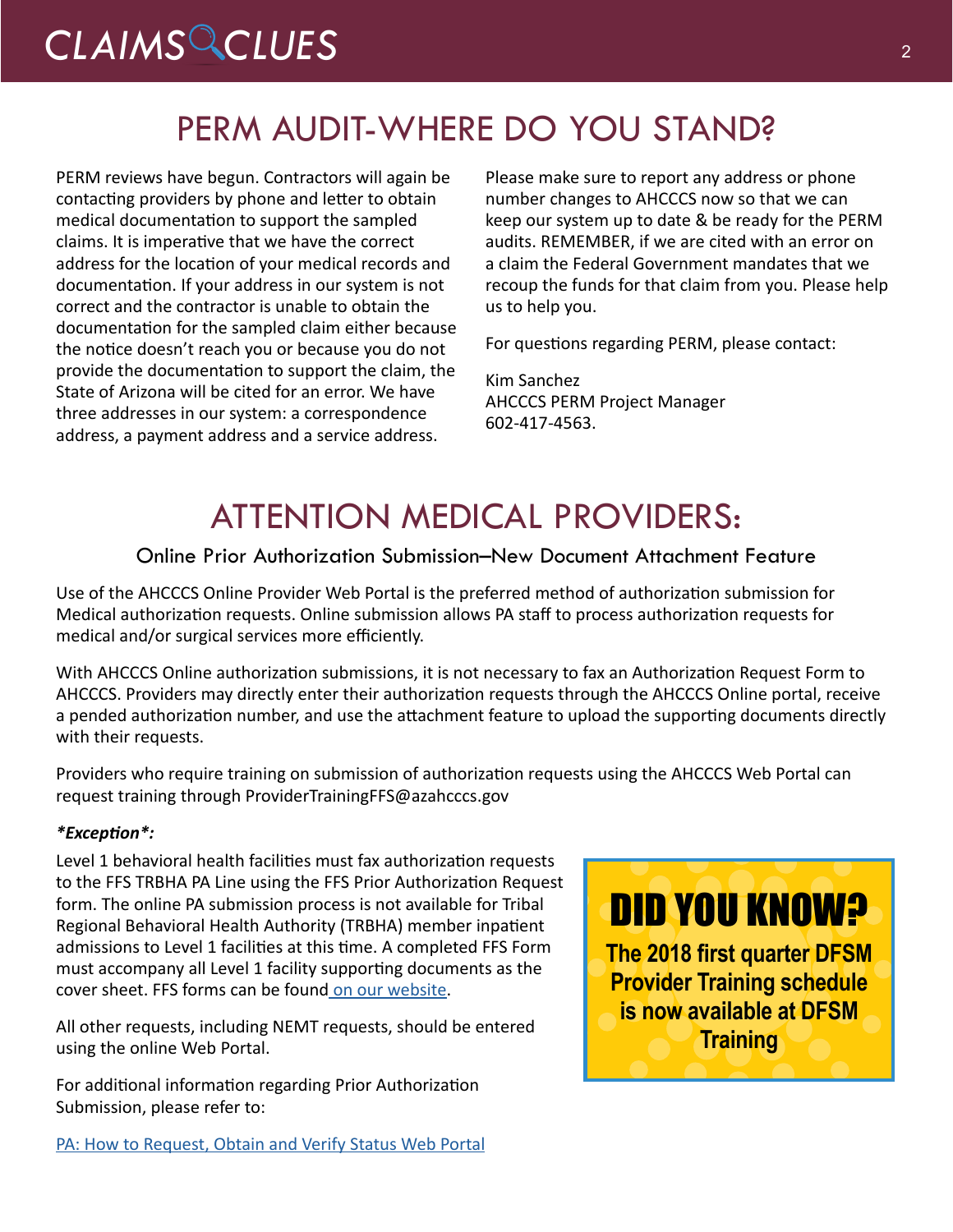# PERM AUDIT-WHERE DO YOU STAND?

PERM reviews have begun. Contractors will again be contacting providers by phone and letter to obtain medical documentation to support the sampled claims. It is imperative that we have the correct address for the location of your medical records and documentation. If your address in our system is not correct and the contractor is unable to obtain the documentation for the sampled claim either because the notice doesn't reach you or because you do not provide the documentation to support the claim, the State of Arizona will be cited for an error. We have three addresses in our system: a correspondence address, a payment address and a service address.

Please make sure to report any address or phone number changes to AHCCCS now so that we can keep our system up to date & be ready for the PERM audits. REMEMBER, if we are cited with an error on a claim the Federal Government mandates that we recoup the funds for that claim from you. Please help us to help you.

For questions regarding PERM, please contact:

Kim Sanchez
AHCCCS PERM Project Manager
602-417-4563.

# ATTENTION MEDICAL PROVIDERS:

### Online Prior Authorization Submission–New Document Attachment Feature

Use of the AHCCCS Online Provider Web Portal is the preferred method of authorization submission for Medical authorization requests. Online submission allows PA staff to process authorization requests for medical and/or surgical services more efficiently.

With AHCCCS Online authorization submissions, it is not necessary to fax an Authorization Request Form to AHCCCS. Providers may directly enter their authorization requests through the AHCCCS Online portal, receive a pended authorization number, and use the attachment feature to upload the supporting documents directly with their requests.

Providers who require training on submission of authorization requests using the AHCCCS Web Portal can request training through ProviderTrainingFFS@azahcccs.gov

***Exception*:***

Level 1 behavioral health facilities must fax authorization requests to the FFS TRBHA PA Line using the FFS Prior Authorization Request form. The online PA submission process is not available for Tribal Regional Behavioral Health Authority (TRBHA) member inpatient admissions to Level 1 facilities at this time. A completed FFS Form must accompany all Level 1 facility supporting documents as the cover sheet. FFS forms can be found on our website.

All other requests, including NEMT requests, should be entered using the online Web Portal.

For additional information regarding Prior Authorization Submission, please refer to:

PA: How to Request, Obtain and Verify Status Web Portal

## DID YOU KNOW?

**The 2018 first quarter DFSM Provider Training schedule is now available at DFSM Training**